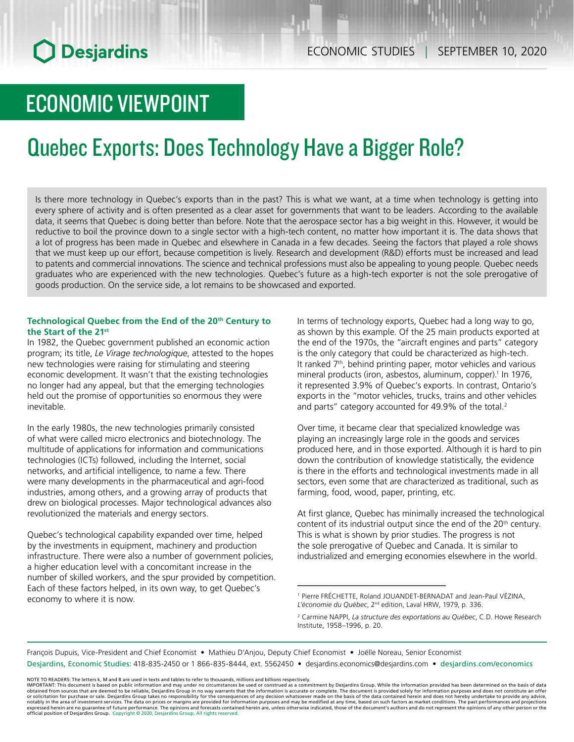# ECONOMIC VIEWPOINT

# Quebec Exports: Does Technology Have a Bigger Role?

Is there more technology in Quebec's exports than in the past? This is what we want, at a time when technology is getting into every sphere of activity and is often presented as a clear asset for governments that want to be leaders. According to the available data, it seems that Quebec is doing better than before. Note that the aerospace sector has a big weight in this. However, it would be reductive to boil the province down to a single sector with a high-tech content, no matter how important it is. The data shows that a lot of progress has been made in Quebec and elsewhere in Canada in a few decades. Seeing the factors that played a role shows that we must keep up our effort, because competition is lively. Research and development (R&D) efforts must be increased and lead to patents and commercial innovations. The science and technical professions must also be appealing to young people. Quebec needs graduates who are experienced with the new technologies. Quebec's future as a high-tech exporter is not the sole prerogative of goods production. On the service side, a lot remains to be showcased and exported.

### Technological Quebec from the End of the 20th Century to the Start of the 21st

In 1982, the Quebec government published an economic action program; its title, *Le Virage technologique*, attested to the hopes new technologies were raising for stimulating and steering economic development. It wasn't that the existing technologies no longer had any appeal, but that the emerging technologies held out the promise of opportunities so enormous they were inevitable.

In the early 1980s, the new technologies primarily consisted of what were called micro electronics and biotechnology. The multitude of applications for information and communications technologies (ICTs) followed, including the Internet, social networks, and artificial intelligence, to name a few. There were many developments in the pharmaceutical and agri-food industries, among others, and a growing array of products that drew on biological processes. Major technological advances also revolutionized the materials and energy sectors.

Quebec's technological capability expanded over time, helped by the investments in equipment, machinery and production infrastructure. There were also a number of government policies, a higher education level with a concomitant increase in the number of skilled workers, and the spur provided by competition. Each of these factors helped, in its own way, to get Quebec's economy to where it is now.

In terms of technology exports, Quebec had a long way to go, as shown by this example. Of the 25 main products exported at the end of the 1970s, the "aircraft engines and parts" category is the only category that could be characterized as high-tech. It ranked 7th, behind printing paper, motor vehicles and various mineral products (iron, asbestos, aluminum, copper).[1] In 1976, it represented 3.9% of Quebec's exports. In contrast, Ontario's exports in the "motor vehicles, trucks, trains and other vehicles and parts" category accounted for 49.9% of the total.[2]

Over time, it became clear that specialized knowledge was playing an increasingly large role in the goods and services produced here, and in those exported. Although it is hard to pin down the contribution of knowledge statistically, the evidence is there in the efforts and technological investments made in all sectors, even some that are characterized as traditional, such as farming, food, wood, paper, printing, etc.

At first glance, Quebec has minimally increased the technological content of its industrial output since the end of the 20th century. This is what is shown by prior studies. The progress is not the sole prerogative of Quebec and Canada. It is similar to industrialized and emerging economies elsewhere in the world.

[1] Pierre FRÉCHETTE, Roland JOUANDET-BERNADAT and Jean-Paul VÉZINA, *L'économie du Québec*, 2nd edition, Laval HRW, 1979, p. 336.

[2] Carmine NAPPI, *La structure des exportations au Québec*, C.D. Howe Research Institute, 1958–1996, p. 20.

François Dupuis, Vice-President and Chief Economist • Mathieu D'Anjou, Deputy Chief Economist • Joëlle Noreau, Senior Economist
Desjardins, Economic Studies: 418-835-2450 or 1 866-835-8444, ext. 5562450 • desjardins.economics@desjardins.com • desjardins.com/economics

NOTE TO READERS: The letters k, M and B are used in texts and tables to refer to thousands, millions and billions respectively.
IMPORTANT: This document is based on public information and may under no circumstances be used or construed as a commitment by Desjardins Group. While the information provided has been determined on the basis of data obtained from sources that are deemed to be reliable, Desjardins Group in no way warrants that the information is accurate or complete. The document is provided solely for information purposes and does not constitute an offer or solicitation for purchase or sale. Desjardins Group takes no responsibility for the consequences of any decision whatsoever made on the basis of the data contained herein and does not hereby undertake to provide any advice, notably in the area of investment services. The data on prices or margins are provided for information purposes and may be modified at any time, based on such factors as market conditions. The past performances and projections expressed herein are no guarantee of future performance. The opinions and forecasts contained herein are, unless otherwise indicated, those of the document's authors and do not represent the opinions of any other person or the official position of Desjardins Group. Copyright © 2020, Desjardins Group. All rights reserved.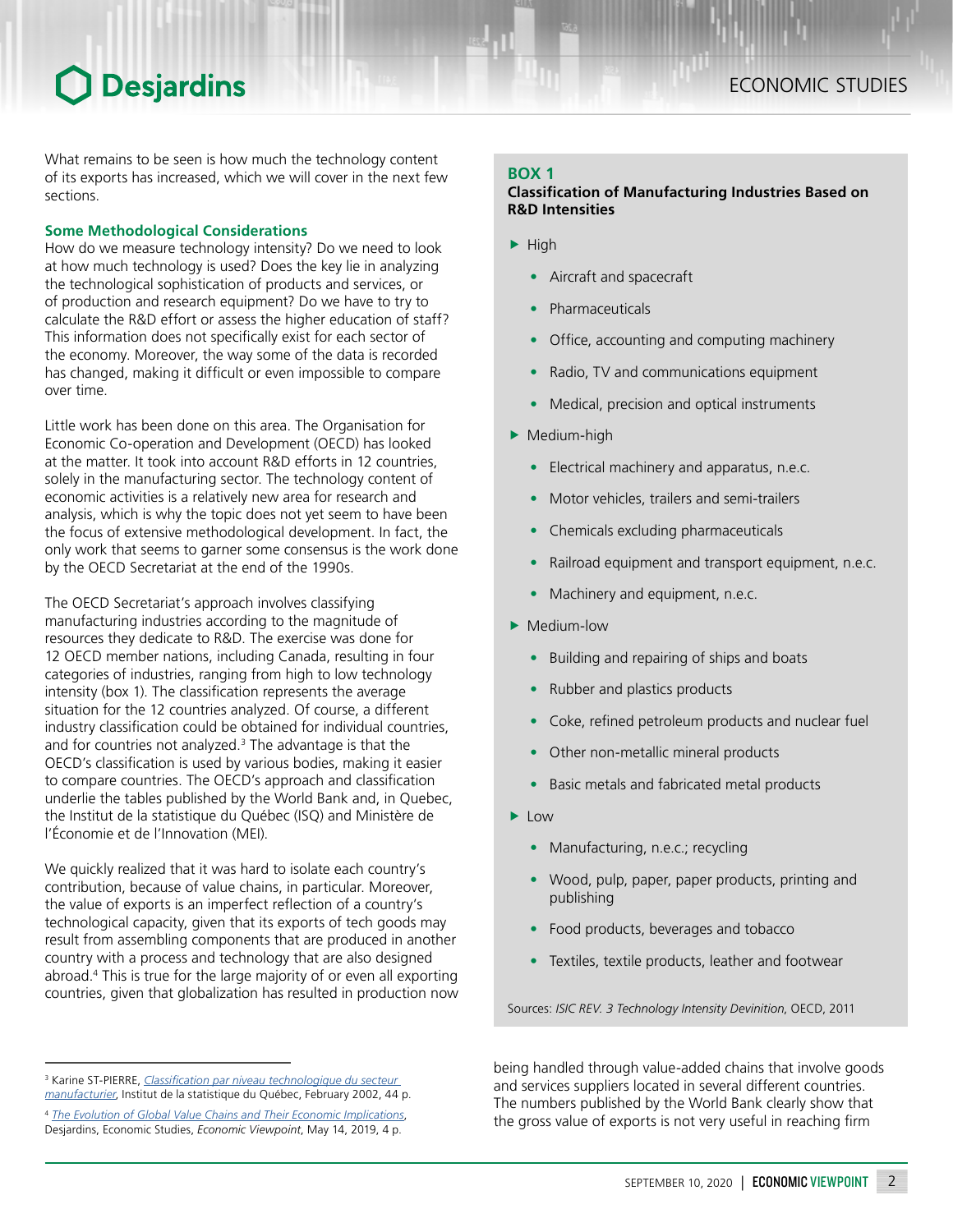What remains to be seen is how much the technology content of its exports has increased, which we will cover in the next few sections.

### Some Methodological Considerations

How do we measure technology intensity? Do we need to look at how much technology is used? Does the key lie in analyzing the technological sophistication of products and services, or of production and research equipment? Do we have to try to calculate the R&D effort or assess the higher education of staff? This information does not specifically exist for each sector of the economy. Moreover, the way some of the data is recorded has changed, making it difficult or even impossible to compare over time.

Little work has been done on this area. The Organisation for Economic Co-operation and Development (OECD) has looked at the matter. It took into account R&D efforts in 12 countries, solely in the manufacturing sector. The technology content of economic activities is a relatively new area for research and analysis, which is why the topic does not yet seem to have been the focus of extensive methodological development. In fact, the only work that seems to garner some consensus is the work done by the OECD Secretariat at the end of the 1990s.

The OECD Secretariat's approach involves classifying manufacturing industries according to the magnitude of resources they dedicate to R&D. The exercise was done for 12 OECD member nations, including Canada, resulting in four categories of industries, ranging from high to low technology intensity (box 1). The classification represents the average situation for the 12 countries analyzed. Of course, a different industry classification could be obtained for individual countries, and for countries not analyzed.[3] The advantage is that the OECD's classification is used by various bodies, making it easier to compare countries. The OECD's approach and classification underlie the tables published by the World Bank and, in Quebec, the Institut de la statistique du Québec (ISQ) and Ministère de l'Économie et de l'Innovation (MEI).

We quickly realized that it was hard to isolate each country's contribution, because of value chains, in particular. Moreover, the value of exports is an imperfect reflection of a country's technological capacity, given that its exports of tech goods may result from assembling components that are produced in another country with a process and technology that are also designed abroad.[4] This is true for the large majority of or even all exporting countries, given that globalization has resulted in production now being handled through value-added chains that involve goods and services suppliers located in several different countries. The numbers published by the World Bank clearly show that the gross value of exports is not very useful in reaching firm

**BOX 1**
**Classification of Manufacturing Industries Based on R&D Intensities**

- High
  - Aircraft and spacecraft
  - Pharmaceuticals
  - Office, accounting and computing machinery
  - Radio, TV and communications equipment
  - Medical, precision and optical instruments
- Medium-high
  - Electrical machinery and apparatus, n.e.c.
  - Motor vehicles, trailers and semi-trailers
  - Chemicals excluding pharmaceuticals
  - Railroad equipment and transport equipment, n.e.c.
  - Machinery and equipment, n.e.c.
- Medium-low
  - Building and repairing of ships and boats
  - Rubber and plastics products
  - Coke, refined petroleum products and nuclear fuel
  - Other non-metallic mineral products
  - Basic metals and fabricated metal products
- Low
  - Manufacturing, n.e.c.; recycling
  - Wood, pulp, paper, paper products, printing and publishing
  - Food products, beverages and tobacco
  - Textiles, textile products, leather and footwear

Sources: *ISIC REV. 3 Technology Intensity Devinition*, OECD, 2011

---

[3] Karine ST-PIERRE, *Classification par niveau technologique du secteur manufacturier*, Institut de la statistique du Québec, February 2002, 44 p.

[4] *The Evolution of Global Value Chains and Their Economic Implications*, Desjardins, Economic Studies, *Economic Viewpoint*, May 14, 2019, 4 p.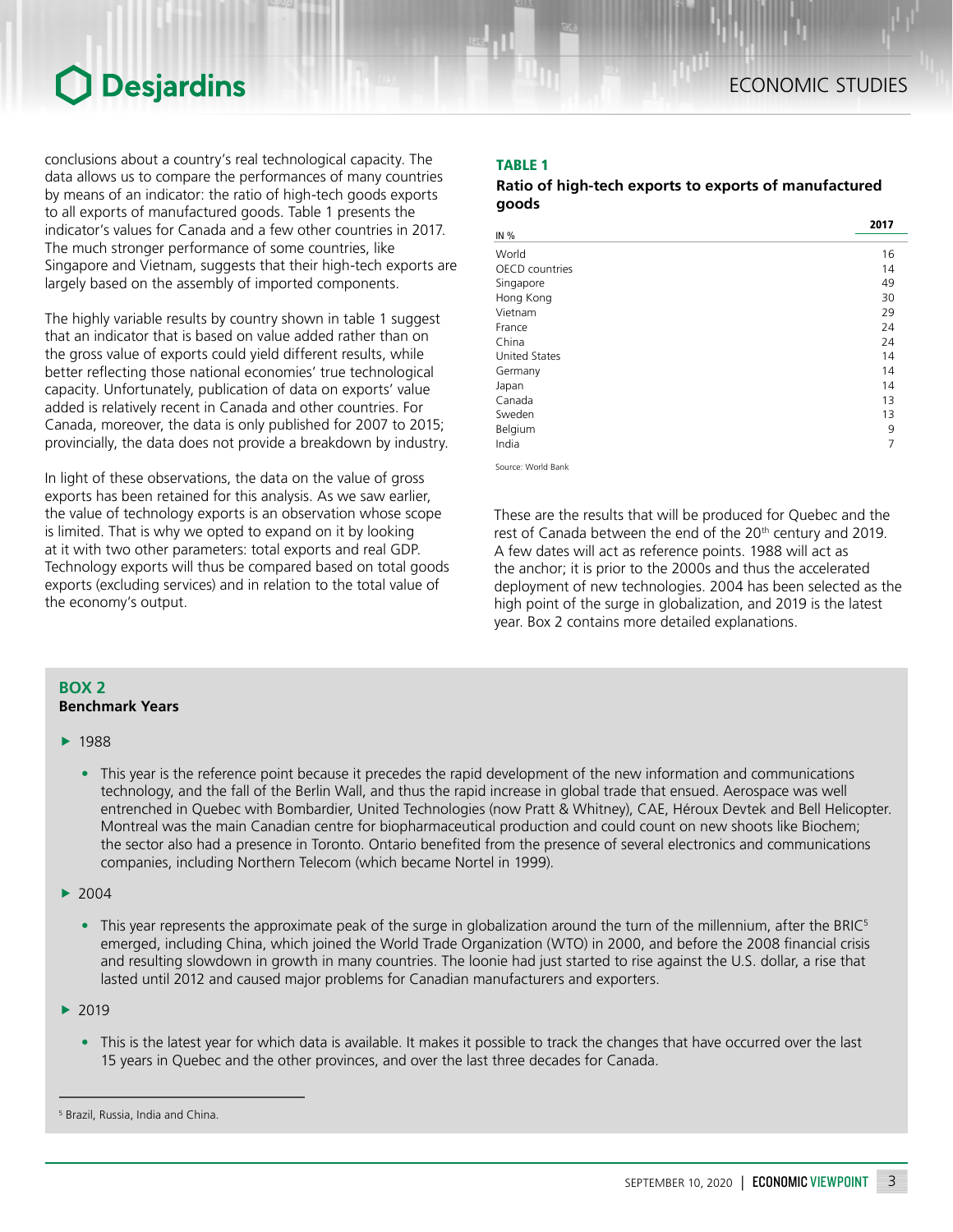conclusions about a country's real technological capacity. The data allows us to compare the performances of many countries by means of an indicator: the ratio of high-tech goods exports to all exports of manufactured goods. Table 1 presents the indicator's values for Canada and a few other countries in 2017. The much stronger performance of some countries, like Singapore and Vietnam, suggests that their high-tech exports are largely based on the assembly of imported components.

The highly variable results by country shown in table 1 suggest that an indicator that is based on value added rather than on the gross value of exports could yield different results, while better reflecting those national economies' true technological capacity. Unfortunately, publication of data on exports' value added is relatively recent in Canada and other countries. For Canada, moreover, the data is only published for 2007 to 2015; provincially, the data does not provide a breakdown by industry.

In light of these observations, the data on the value of gross exports has been retained for this analysis. As we saw earlier, the value of technology exports is an observation whose scope is limited. That is why we opted to expand on it by looking at it with two other parameters: total exports and real GDP. Technology exports will thus be compared based on total goods exports (excluding services) and in relation to the total value of the economy's output.

**TABLE 1**

**Ratio of high-tech exports to exports of manufactured goods**

| IN % | 2017 |
|---|---|
| World | 16 |
| OECD countries | 14 |
| Singapore | 49 |
| Hong Kong | 30 |
| Vietnam | 29 |
| France | 24 |
| China | 24 |
| United States | 14 |
| Germany | 14 |
| Japan | 14 |
| Canada | 13 |
| Sweden | 13 |
| Belgium | 9 |
| India | 7 |

Source: World Bank

These are the results that will be produced for Quebec and the rest of Canada between the end of the 20th century and 2019. A few dates will act as reference points. 1988 will act as the anchor; it is prior to the 2000s and thus the accelerated deployment of new technologies. 2004 has been selected as the high point of the surge in globalization, and 2019 is the latest year. Box 2 contains more detailed explanations.

## BOX 2
**Benchmark Years**

- 1988
  - This year is the reference point because it precedes the rapid development of the new information and communications technology, and the fall of the Berlin Wall, and thus the rapid increase in global trade that ensued. Aerospace was well entrenched in Quebec with Bombardier, United Technologies (now Pratt & Whitney), CAE, Héroux Devtek and Bell Helicopter. Montreal was the main Canadian centre for biopharmaceutical production and could count on new shoots like Biochem; the sector also had a presence in Toronto. Ontario benefited from the presence of several electronics and communications companies, including Northern Telecom (which became Nortel in 1999).
- 2004
  - This year represents the approximate peak of the surge in globalization around the turn of the millennium, after the BRIC[5] emerged, including China, which joined the World Trade Organization (WTO) in 2000, and before the 2008 financial crisis and resulting slowdown in growth in many countries. The loonie had just started to rise against the U.S. dollar, a rise that lasted until 2012 and caused major problems for Canadian manufacturers and exporters.
- 2019
  - This is the latest year for which data is available. It makes it possible to track the changes that have occurred over the last 15 years in Quebec and the other provinces, and over the last three decades for Canada.

[5] Brazil, Russia, India and China.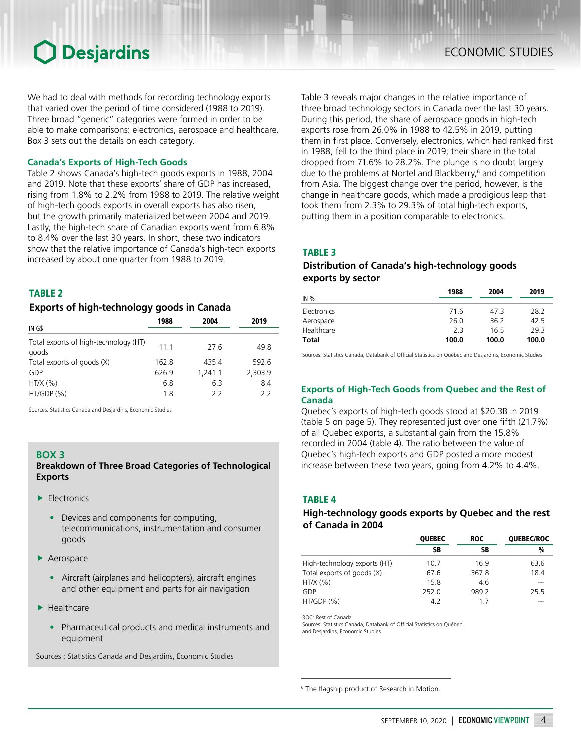We had to deal with methods for recording technology exports that varied over the period of time considered (1988 to 2019). Three broad "generic" categories were formed in order to be able to make comparisons: electronics, aerospace and healthcare. Box 3 sets out the details on each category.

### Canada's Exports of High-Tech Goods

Table 2 shows Canada's high-tech goods exports in 1988, 2004 and 2019. Note that these exports' share of GDP has increased, rising from 1.8% to 2.2% from 1988 to 2019. The relative weight of high-tech goods exports in overall exports has also risen, but the growth primarily materialized between 2004 and 2019. Lastly, the high-tech share of Canadian exports went from 6.8% to 8.4% over the last 30 years. In short, these two indicators show that the relative importance of Canada's high-tech exports increased by about one quarter from 1988 to 2019.

#### TABLE 2
**Exports of high-technology goods in Canada**

| IN G$ | 1988 | 2004 | 2019 |
|---|---|---|---|
| Total exports of high-technology (HT) goods | 11.1 | 27.6 | 49.8 |
| Total exports of goods (X) | 162.8 | 435.4 | 592.6 |
| GDP | 626.9 | 1,241.1 | 2,303.9 |
| HT/X (%) | 6.8 | 6.3 | 8.4 |
| HT/GDP (%) | 1.8 | 2.2 | 2.2 |

Sources: Statistics Canada and Desjardins, Economic Studies

#### BOX 3
**Breakdown of Three Broad Categories of Technological Exports**

- Electronics
  - Devices and components for computing, telecommunications, instrumentation and consumer goods
- Aerospace
  - Aircraft (airplanes and helicopters), aircraft engines and other equipment and parts for air navigation
- Healthcare
  - Pharmaceutical products and medical instruments and equipment

Sources : Statistics Canada and Desjardins, Economic Studies

Table 3 reveals major changes in the relative importance of three broad technology sectors in Canada over the last 30 years. During this period, the share of aerospace goods in high-tech exports rose from 26.0% in 1988 to 42.5% in 2019, putting them in first place. Conversely, electronics, which had ranked first in 1988, fell to the third place in 2019; their share in the total dropped from 71.6% to 28.2%. The plunge is no doubt largely due to the problems at Nortel and Blackberry,[6] and competition from Asia. The biggest change over the period, however, is the change in healthcare goods, which made a prodigious leap that took them from 2.3% to 29.3% of total high-tech exports, putting them in a position comparable to electronics.

#### TABLE 3
**Distribution of Canada's high-technology goods exports by sector**

| IN % | 1988 | 2004 | 2019 |
|---|---|---|---|
| Electronics | 71.6 | 47.3 | 28.2 |
| Aerospace | 26.0 | 36.2 | 42.5 |
| Healthcare | 2.3 | 16.5 | 29.3 |
| **Total** | **100.0** | **100.0** | **100.0** |

Sources: Statistics Canada, Databank of Official Statistics on Québec and Desjardins, Economic Studies

### Exports of High-Tech Goods from Quebec and the Rest of Canada

Quebec's exports of high-tech goods stood at $20.3B in 2019 (table 5 on page 5). They represented just over one fifth (21.7%) of all Quebec exports, a substantial gain from the 15.8% recorded in 2004 (table 4). The ratio between the value of Quebec's high-tech exports and GDP posted a more modest increase between these two years, going from 4.2% to 4.4%.

#### TABLE 4
**High-technology goods exports by Quebec and the rest of Canada in 2004**

| | QUEBEC | ROC | QUEBEC/ROC |
|---|---|---|---|
| | $B | $B | % |
| High-technology exports (HT) | 10.7 | 16.9 | 63.6 |
| Total exports of goods (X) | 67.6 | 367.8 | 18.4 |
| HT/X (%) | 15.8 | 4.6 | --- |
| GDP | 252.0 | 989.2 | 25.5 |
| HT/GDP (%) | 4.2 | 1.7 | --- |

ROC: Rest of Canada
Sources: Statistics Canada, Databank of Official Statistics on Québec and Desjardins, Economic Studies

[6] The flagship product of Research in Motion.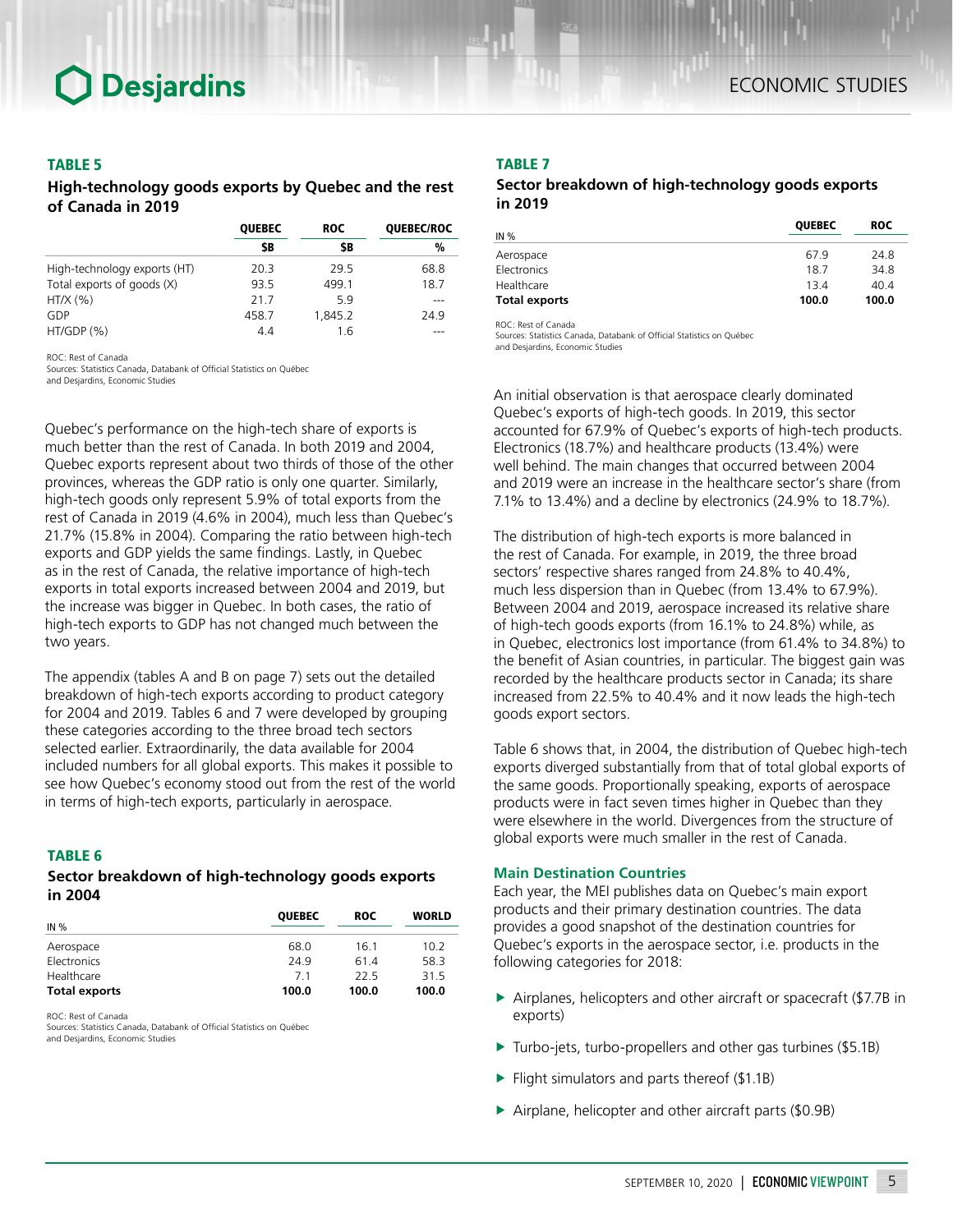### TABLE 5

**High-technology goods exports by Quebec and the rest of Canada in 2019**

| | QUEBEC | ROC | QUEBEC/ROC |
|---|---|---|---|
| | $B | $B | % |
| High-technology exports (HT) | 20.3 | 29.5 | 68.8 |
| Total exports of goods (X) | 93.5 | 499.1 | 18.7 |
| HT/X (%) | 21.7 | 5.9 | --- |
| GDP | 458.7 | 1,845.2 | 24.9 |
| HT/GDP (%) | 4.4 | 1.6 | --- |

ROC: Rest of Canada
Sources: Statistics Canada, Databank of Official Statistics on Québec and Desjardins, Economic Studies

Quebec's performance on the high-tech share of exports is much better than the rest of Canada. In both 2019 and 2004, Quebec exports represent about two thirds of those of the other provinces, whereas the GDP ratio is only one quarter. Similarly, high-tech goods only represent 5.9% of total exports from the rest of Canada in 2019 (4.6% in 2004), much less than Quebec's 21.7% (15.8% in 2004). Comparing the ratio between high-tech exports and GDP yields the same findings. Lastly, in Quebec as in the rest of Canada, the relative importance of high-tech exports in total exports increased between 2004 and 2019, but the increase was bigger in Quebec. In both cases, the ratio of high-tech exports to GDP has not changed much between the two years.

The appendix (tables A and B on page 7) sets out the detailed breakdown of high-tech exports according to product category for 2004 and 2019. Tables 6 and 7 were developed by grouping these categories according to the three broad tech sectors selected earlier. Extraordinarily, the data available for 2004 included numbers for all global exports. This makes it possible to see how Quebec's economy stood out from the rest of the world in terms of high-tech exports, particularly in aerospace.

### TABLE 6

**Sector breakdown of high-technology goods exports in 2004**

| IN % | QUEBEC | ROC | WORLD |
|---|---|---|---|
| Aerospace | 68.0 | 16.1 | 10.2 |
| Electronics | 24.9 | 61.4 | 58.3 |
| Healthcare | 7.1 | 22.5 | 31.5 |
| **Total exports** | **100.0** | **100.0** | **100.0** |

ROC: Rest of Canada
Sources: Statistics Canada, Databank of Official Statistics on Québec and Desjardins, Economic Studies

### TABLE 7

**Sector breakdown of high-technology goods exports in 2019**

| IN % | QUEBEC | ROC |
|---|---|---|
| Aerospace | 67.9 | 24.8 |
| Electronics | 18.7 | 34.8 |
| Healthcare | 13.4 | 40.4 |
| **Total exports** | **100.0** | **100.0** |

ROC: Rest of Canada
Sources: Statistics Canada, Databank of Official Statistics on Québec and Desjardins, Economic Studies

An initial observation is that aerospace clearly dominated Quebec's exports of high-tech goods. In 2019, this sector accounted for 67.9% of Quebec's exports of high-tech products. Electronics (18.7%) and healthcare products (13.4%) were well behind. The main changes that occurred between 2004 and 2019 were an increase in the healthcare sector's share (from 7.1% to 13.4%) and a decline by electronics (24.9% to 18.7%).

The distribution of high-tech exports is more balanced in the rest of Canada. For example, in 2019, the three broad sectors' respective shares ranged from 24.8% to 40.4%, much less dispersion than in Quebec (from 13.4% to 67.9%). Between 2004 and 2019, aerospace increased its relative share of high-tech goods exports (from 16.1% to 24.8%) while, as in Quebec, electronics lost importance (from 61.4% to 34.8%) to the benefit of Asian countries, in particular. The biggest gain was recorded by the healthcare products sector in Canada; its share increased from 22.5% to 40.4% and it now leads the high-tech goods export sectors.

Table 6 shows that, in 2004, the distribution of Quebec high-tech exports diverged substantially from that of total global exports of the same goods. Proportionally speaking, exports of aerospace products were in fact seven times higher in Quebec than they were elsewhere in the world. Divergences from the structure of global exports were much smaller in the rest of Canada.

### Main Destination Countries

Each year, the MEI publishes data on Quebec's main export products and their primary destination countries. The data provides a good snapshot of the destination countries for Quebec's exports in the aerospace sector, i.e. products in the following categories for 2018:

- Airplanes, helicopters and other aircraft or spacecraft ($7.7B in exports)
- Turbo-jets, turbo-propellers and other gas turbines ($5.1B)
- Flight simulators and parts thereof ($1.1B)
- Airplane, helicopter and other aircraft parts ($0.9B)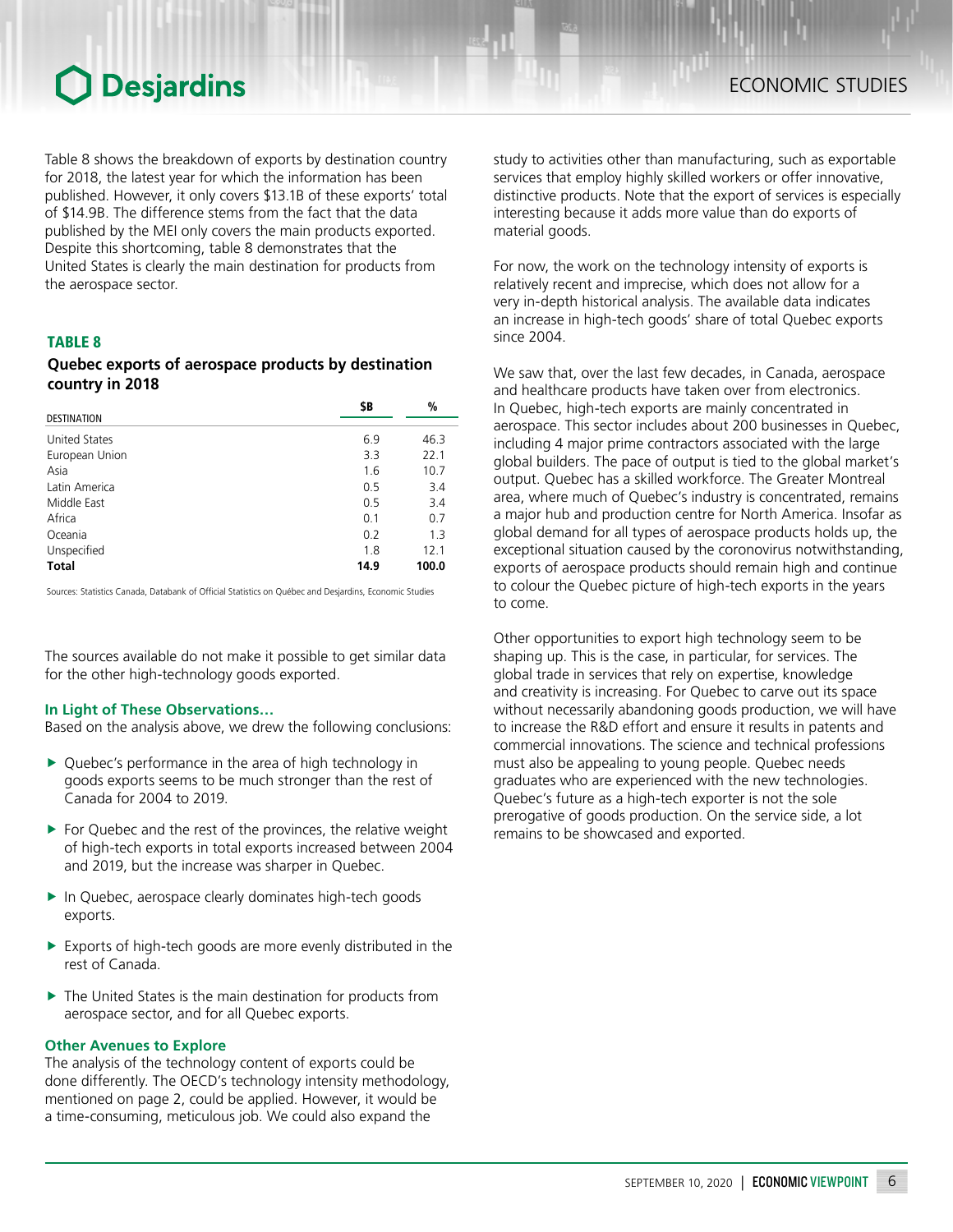Table 8 shows the breakdown of exports by destination country for 2018, the latest year for which the information has been published. However, it only covers $13.1B of these exports' total of $14.9B. The difference stems from the fact that the data published by the MEI only covers the main products exported. Despite this shortcoming, table 8 demonstrates that the United States is clearly the main destination for products from the aerospace sector.

**TABLE 8**

**Quebec exports of aerospace products by destination country in 2018**

| DESTINATION | $B | % |
|---|---|---|
| United States | 6.9 | 46.3 |
| European Union | 3.3 | 22.1 |
| Asia | 1.6 | 10.7 |
| Latin America | 0.5 | 3.4 |
| Middle East | 0.5 | 3.4 |
| Africa | 0.1 | 0.7 |
| Oceania | 0.2 | 1.3 |
| Unspecified | 1.8 | 12.1 |
| **Total** | **14.9** | **100.0** |

Sources: Statistics Canada, Databank of Official Statistics on Québec and Desjardins, Economic Studies

The sources available do not make it possible to get similar data for the other high-technology goods exported.

### In Light of These Observations…

Based on the analysis above, we drew the following conclusions:

- Quebec's performance in the area of high technology in goods exports seems to be much stronger than the rest of Canada for 2004 to 2019.
- For Quebec and the rest of the provinces, the relative weight of high-tech exports in total exports increased between 2004 and 2019, but the increase was sharper in Quebec.
- In Quebec, aerospace clearly dominates high-tech goods exports.
- Exports of high-tech goods are more evenly distributed in the rest of Canada.
- The United States is the main destination for products from aerospace sector, and for all Quebec exports.

### Other Avenues to Explore

The analysis of the technology content of exports could be done differently. The OECD's technology intensity methodology, mentioned on page 2, could be applied. However, it would be a time-consuming, meticulous job. We could also expand the study to activities other than manufacturing, such as exportable services that employ highly skilled workers or offer innovative, distinctive products. Note that the export of services is especially interesting because it adds more value than do exports of material goods.

For now, the work on the technology intensity of exports is relatively recent and imprecise, which does not allow for a very in-depth historical analysis. The available data indicates an increase in high-tech goods' share of total Quebec exports since 2004.

We saw that, over the last few decades, in Canada, aerospace and healthcare products have taken over from electronics. In Quebec, high-tech exports are mainly concentrated in aerospace. This sector includes about 200 businesses in Quebec, including 4 major prime contractors associated with the large global builders. The pace of output is tied to the global market's output. Quebec has a skilled workforce. The Greater Montreal area, where much of Quebec's industry is concentrated, remains a major hub and production centre for North America. Insofar as global demand for all types of aerospace products holds up, the exceptional situation caused by the coronovirus notwithstanding, exports of aerospace products should remain high and continue to colour the Quebec picture of high-tech exports in the years to come.

Other opportunities to export high technology seem to be shaping up. This is the case, in particular, for services. The global trade in services that rely on expertise, knowledge and creativity is increasing. For Quebec to carve out its space without necessarily abandoning goods production, we will have to increase the R&D effort and ensure it results in patents and commercial innovations. The science and technical professions must also be appealing to young people. Quebec needs graduates who are experienced with the new technologies. Quebec's future as a high-tech exporter is not the sole prerogative of goods production. On the service side, a lot remains to be showcased and exported.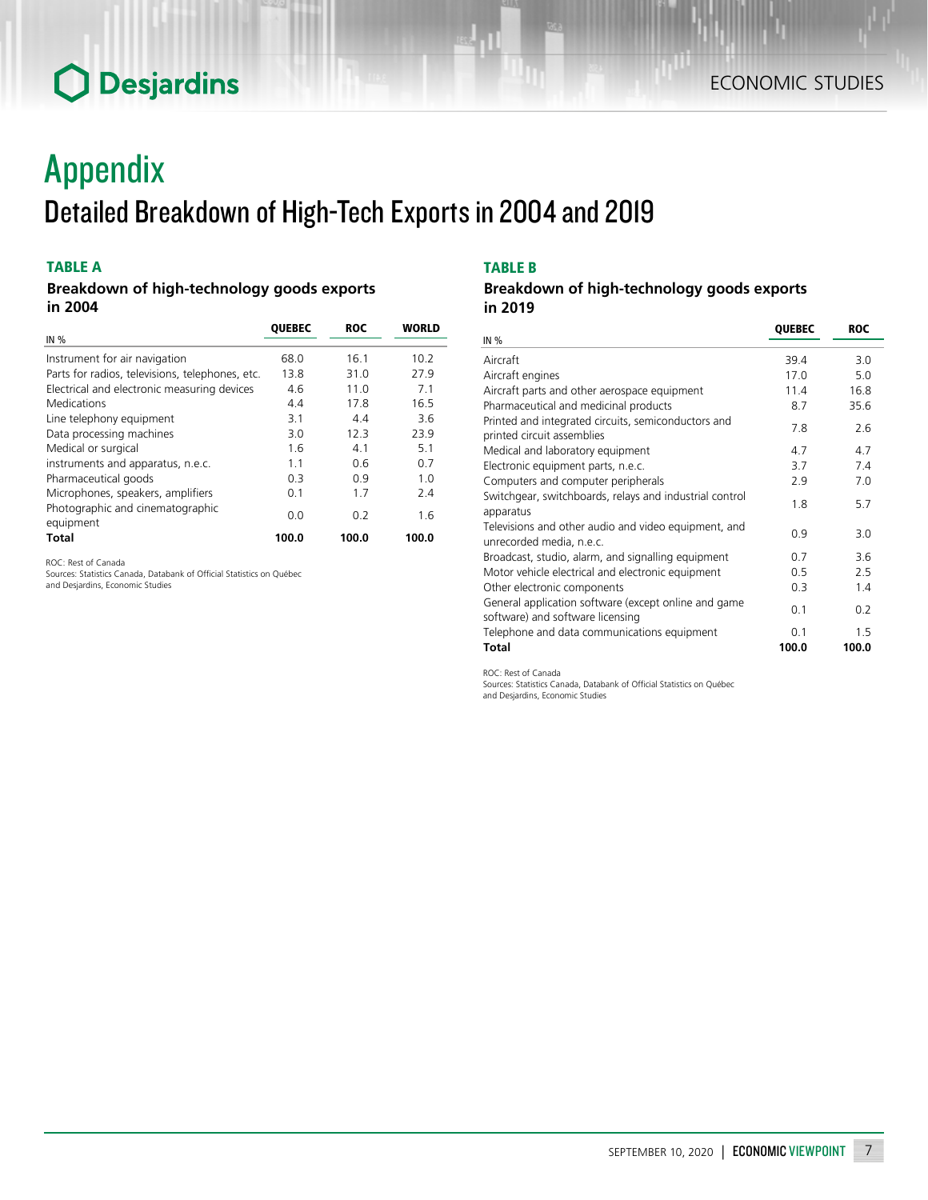# Appendix

## Detailed Breakdown of High-Tech Exports in 2004 and 2019

**TABLE A**

**Breakdown of high-technology goods exports in 2004**

| IN % | QUEBEC | ROC | WORLD |
|---|---|---|---|
| Instrument for air navigation | 68.0 | 16.1 | 10.2 |
| Parts for radios, televisions, telephones, etc. | 13.8 | 31.0 | 27.9 |
| Electrical and electronic measuring devices | 4.6 | 11.0 | 7.1 |
| Medications | 4.4 | 17.8 | 16.5 |
| Line telephony equipment | 3.1 | 4.4 | 3.6 |
| Data processing machines | 3.0 | 12.3 | 23.9 |
| Medical or surgical | 1.6 | 4.1 | 5.1 |
| instruments and apparatus, n.e.c. | 1.1 | 0.6 | 0.7 |
| Pharmaceutical goods | 0.3 | 0.9 | 1.0 |
| Microphones, speakers, amplifiers | 0.1 | 1.7 | 2.4 |
| Photographic and cinematographic equipment | 0.0 | 0.2 | 1.6 |
| **Total** | **100.0** | **100.0** | **100.0** |

ROC: Rest of Canada
Sources: Statistics Canada, Databank of Official Statistics on Québec and Desjardins, Economic Studies

**TABLE B**

**Breakdown of high-technology goods exports in 2019**

| IN % | QUEBEC | ROC |
|---|---|---|
| Aircraft | 39.4 | 3.0 |
| Aircraft engines | 17.0 | 5.0 |
| Aircraft parts and other aerospace equipment | 11.4 | 16.8 |
| Pharmaceutical and medicinal products | 8.7 | 35.6 |
| Printed and integrated circuits, semiconductors and printed circuit assemblies | 7.8 | 2.6 |
| Medical and laboratory equipment | 4.7 | 4.7 |
| Electronic equipment parts, n.e.c. | 3.7 | 7.4 |
| Computers and computer peripherals | 2.9 | 7.0 |
| Switchgear, switchboards, relays and industrial control apparatus | 1.8 | 5.7 |
| Televisions and other audio and video equipment, and unrecorded media, n.e.c. | 0.9 | 3.0 |
| Broadcast, studio, alarm, and signalling equipment | 0.7 | 3.6 |
| Motor vehicle electrical and electronic equipment | 0.5 | 2.5 |
| Other electronic components | 0.3 | 1.4 |
| General application software (except online and game software) and software licensing | 0.1 | 0.2 |
| Telephone and data communications equipment | 0.1 | 1.5 |
| **Total** | **100.0** | **100.0** |

ROC: Rest of Canada
Sources: Statistics Canada, Databank of Official Statistics on Québec and Desjardins, Economic Studies